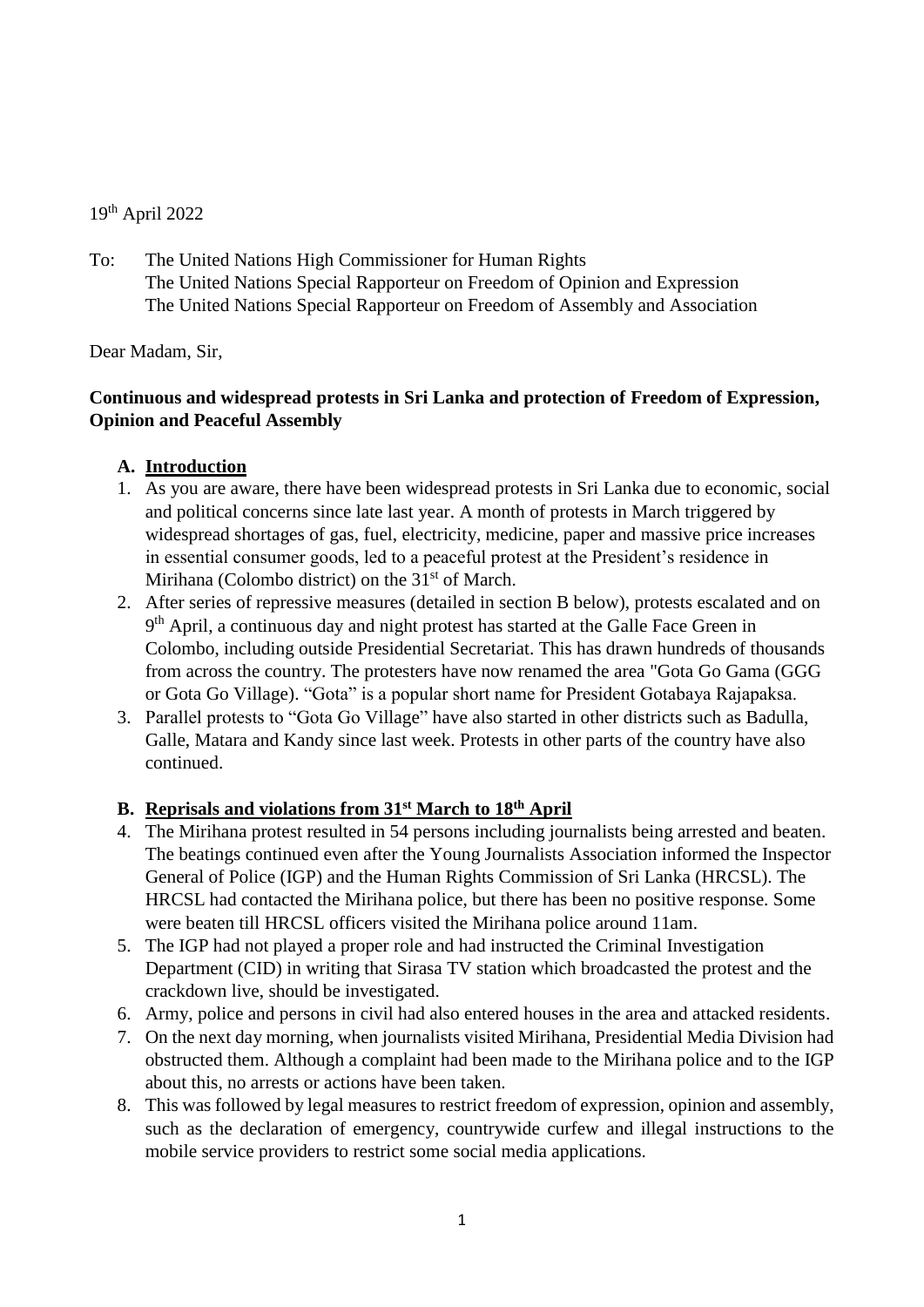19th April 2022

To: The United Nations High Commissioner for Human Rights
The United Nations Special Rapporteur on Freedom of Opinion and Expression
The United Nations Special Rapporteur on Freedom of Assembly and Association

Dear Madam, Sir,

**Continuous and widespread protests in Sri Lanka and protection of Freedom of Expression, Opinion and Peaceful Assembly**

## A. Introduction

1. As you are aware, there have been widespread protests in Sri Lanka due to economic, social and political concerns since late last year. A month of protests in March triggered by widespread shortages of gas, fuel, electricity, medicine, paper and massive price increases in essential consumer goods, led to a peaceful protest at the President's residence in Mirihana (Colombo district) on the 31st of March.
2. After series of repressive measures (detailed in section B below), protests escalated and on 9th April, a continuous day and night protest has started at the Galle Face Green in Colombo, including outside Presidential Secretariat. This has drawn hundreds of thousands from across the country. The protesters have now renamed the area "Gota Go Gama (GGG or Gota Go Village). "Gota" is a popular short name for President Gotabaya Rajapaksa.
3. Parallel protests to "Gota Go Village" have also started in other districts such as Badulla, Galle, Matara and Kandy since last week. Protests in other parts of the country have also continued.

## B. Reprisals and violations from 31st March to 18th April

4. The Mirihana protest resulted in 54 persons including journalists being arrested and beaten. The beatings continued even after the Young Journalists Association informed the Inspector General of Police (IGP) and the Human Rights Commission of Sri Lanka (HRCSL). The HRCSL had contacted the Mirihana police, but there has been no positive response. Some were beaten till HRCSL officers visited the Mirihana police around 11am.
5. The IGP had not played a proper role and had instructed the Criminal Investigation Department (CID) in writing that Sirasa TV station which broadcasted the protest and the crackdown live, should be investigated.
6. Army, police and persons in civil had also entered houses in the area and attacked residents.
7. On the next day morning, when journalists visited Mirihana, Presidential Media Division had obstructed them. Although a complaint had been made to the Mirihana police and to the IGP about this, no arrests or actions have been taken.
8. This was followed by legal measures to restrict freedom of expression, opinion and assembly, such as the declaration of emergency, countrywide curfew and illegal instructions to the mobile service providers to restrict some social media applications.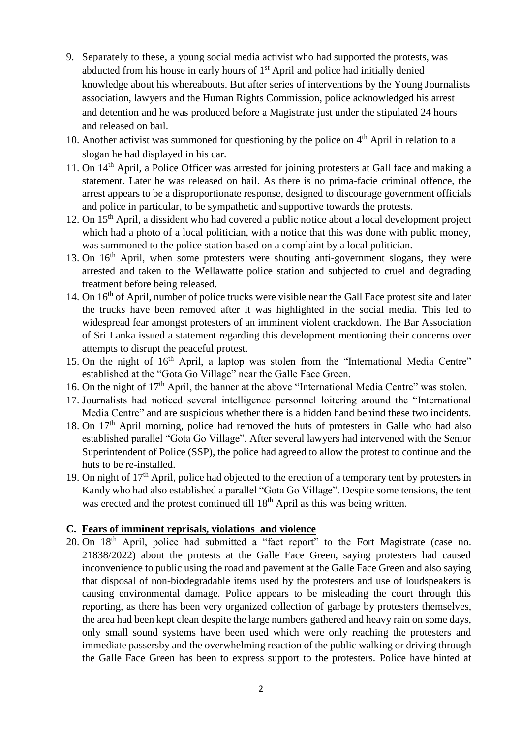9. Separately to these, a young social media activist who had supported the protests, was abducted from his house in early hours of 1st April and police had initially denied knowledge about his whereabouts. But after series of interventions by the Young Journalists association, lawyers and the Human Rights Commission, police acknowledged his arrest and detention and he was produced before a Magistrate just under the stipulated 24 hours and released on bail.
10. Another activist was summoned for questioning by the police on 4th April in relation to a slogan he had displayed in his car.
11. On 14th April, a Police Officer was arrested for joining protesters at Gall face and making a statement. Later he was released on bail. As there is no prima-facie criminal offence, the arrest appears to be a disproportionate response, designed to discourage government officials and police in particular, to be sympathetic and supportive towards the protests.
12. On 15th April, a dissident who had covered a public notice about a local development project which had a photo of a local politician, with a notice that this was done with public money, was summoned to the police station based on a complaint by a local politician.
13. On 16th April, when some protesters were shouting anti-government slogans, they were arrested and taken to the Wellawatte police station and subjected to cruel and degrading treatment before being released.
14. On 16th of April, number of police trucks were visible near the Gall Face protest site and later the trucks have been removed after it was highlighted in the social media. This led to widespread fear amongst protesters of an imminent violent crackdown. The Bar Association of Sri Lanka issued a statement regarding this development mentioning their concerns over attempts to disrupt the peaceful protest.
15. On the night of 16th April, a laptop was stolen from the "International Media Centre" established at the "Gota Go Village" near the Galle Face Green.
16. On the night of 17th April, the banner at the above "International Media Centre" was stolen.
17. Journalists had noticed several intelligence personnel loitering around the "International Media Centre" and are suspicious whether there is a hidden hand behind these two incidents.
18. On 17th April morning, police had removed the huts of protesters in Galle who had also established parallel "Gota Go Village". After several lawyers had intervened with the Senior Superintendent of Police (SSP), the police had agreed to allow the protest to continue and the huts to be re-installed.
19. On night of 17th April, police had objected to the erection of a temporary tent by protesters in Kandy who had also established a parallel "Gota Go Village". Despite some tensions, the tent was erected and the protest continued till 18th April as this was being written.

### C. Fears of imminent reprisals, violations and violence

20. On 18th April, police had submitted a "fact report" to the Fort Magistrate (case no. 21838/2022) about the protests at the Galle Face Green, saying protesters had caused inconvenience to public using the road and pavement at the Galle Face Green and also saying that disposal of non-biodegradable items used by the protesters and use of loudspeakers is causing environmental damage. Police appears to be misleading the court through this reporting, as there has been very organized collection of garbage by protesters themselves, the area had been kept clean despite the large numbers gathered and heavy rain on some days, only small sound systems have been used which were only reaching the protesters and immediate passersby and the overwhelming reaction of the public walking or driving through the Galle Face Green has been to express support to the protesters. Police have hinted at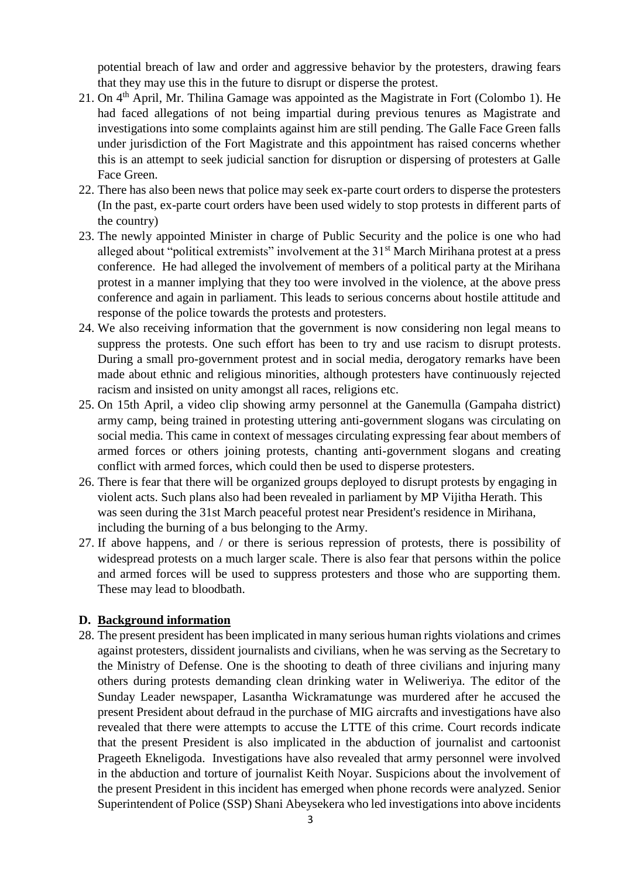potential breach of law and order and aggressive behavior by the protesters, drawing fears that they may use this in the future to disrupt or disperse the protest.

21. On 4th April, Mr. Thilina Gamage was appointed as the Magistrate in Fort (Colombo 1). He had faced allegations of not being impartial during previous tenures as Magistrate and investigations into some complaints against him are still pending. The Galle Face Green falls under jurisdiction of the Fort Magistrate and this appointment has raised concerns whether this is an attempt to seek judicial sanction for disruption or dispersing of protesters at Galle Face Green.
22. There has also been news that police may seek ex-parte court orders to disperse the protesters (In the past, ex-parte court orders have been used widely to stop protests in different parts of the country)
23. The newly appointed Minister in charge of Public Security and the police is one who had alleged about "political extremists" involvement at the 31st March Mirihana protest at a press conference. He had alleged the involvement of members of a political party at the Mirihana protest in a manner implying that they too were involved in the violence, at the above press conference and again in parliament. This leads to serious concerns about hostile attitude and response of the police towards the protests and protesters.
24. We also receiving information that the government is now considering non legal means to suppress the protests. One such effort has been to try and use racism to disrupt protests. During a small pro-government protest and in social media, derogatory remarks have been made about ethnic and religious minorities, although protesters have continuously rejected racism and insisted on unity amongst all races, religions etc.
25. On 15th April, a video clip showing army personnel at the Ganemulla (Gampaha district) army camp, being trained in protesting uttering anti-government slogans was circulating on social media. This came in context of messages circulating expressing fear about members of armed forces or others joining protests, chanting anti-government slogans and creating conflict with armed forces, which could then be used to disperse protesters.
26. There is fear that there will be organized groups deployed to disrupt protests by engaging in violent acts. Such plans also had been revealed in parliament by MP Vijitha Herath. This was seen during the 31st March peaceful protest near President's residence in Mirihana, including the burning of a bus belonging to the Army.
27. If above happens, and / or there is serious repression of protests, there is possibility of widespread protests on a much larger scale. There is also fear that persons within the police and armed forces will be used to suppress protesters and those who are supporting them. These may lead to bloodbath.

## D. Background information

28. The present president has been implicated in many serious human rights violations and crimes against protesters, dissident journalists and civilians, when he was serving as the Secretary to the Ministry of Defense. One is the shooting to death of three civilians and injuring many others during protests demanding clean drinking water in Weliweriya. The editor of the Sunday Leader newspaper, Lasantha Wickramatunge was murdered after he accused the present President about defraud in the purchase of MIG aircrafts and investigations have also revealed that there were attempts to accuse the LTTE of this crime. Court records indicate that the present President is also implicated in the abduction of journalist and cartoonist Prageeth Ekneligoda. Investigations have also revealed that army personnel were involved in the abduction and torture of journalist Keith Noyar. Suspicions about the involvement of the present President in this incident has emerged when phone records were analyzed. Senior Superintendent of Police (SSP) Shani Abeysekera who led investigations into above incidents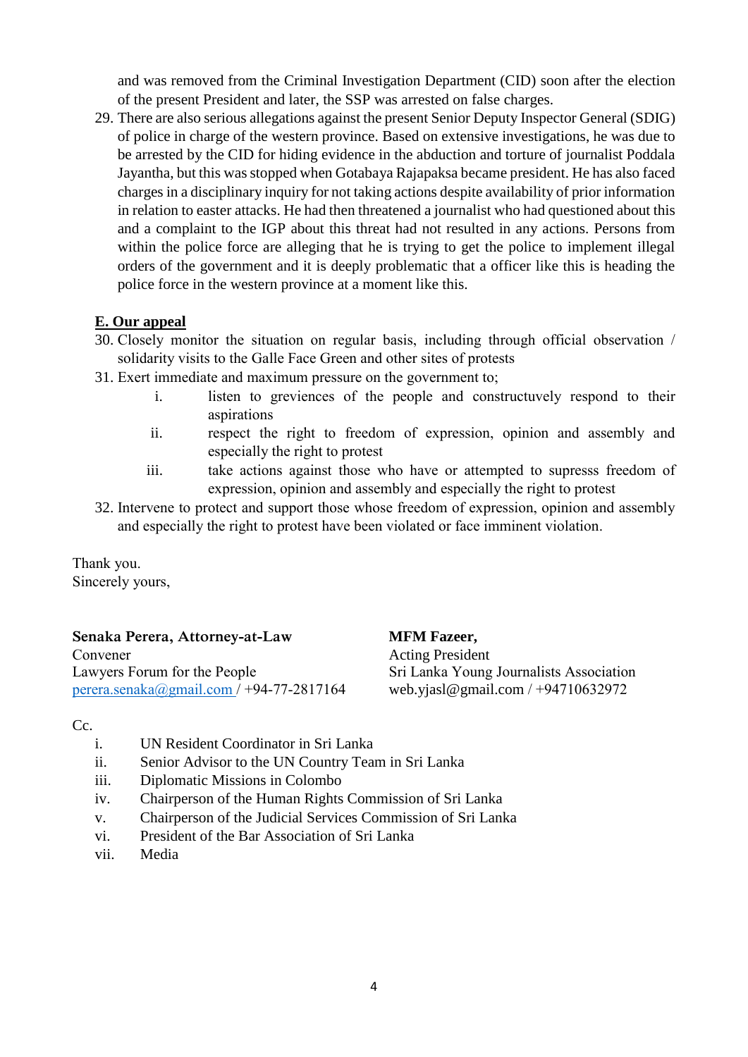and was removed from the Criminal Investigation Department (CID) soon after the election of the present President and later, the SSP was arrested on false charges.

29. There are also serious allegations against the present Senior Deputy Inspector General (SDIG) of police in charge of the western province. Based on extensive investigations, he was due to be arrested by the CID for hiding evidence in the abduction and torture of journalist Poddala Jayantha, but this was stopped when Gotabaya Rajapaksa became president. He has also faced charges in a disciplinary inquiry for not taking actions despite availability of prior information in relation to easter attacks. He had then threatened a journalist who had questioned about this and a complaint to the IGP about this threat had not resulted in any actions. Persons from within the police force are alleging that he is trying to get the police to implement illegal orders of the government and it is deeply problematic that a officer like this is heading the police force in the western province at a moment like this.

## E. Our appeal

30. Closely monitor the situation on regular basis, including through official observation / solidarity visits to the Galle Face Green and other sites of protests
31. Exert immediate and maximum pressure on the government to;
    i. listen to greviences of the people and constructuvely respond to their aspirations
    ii. respect the right to freedom of expression, opinion and assembly and especially the right to protest
    iii. take actions against those who have or attempted to supresss freedom of expression, opinion and assembly and especially the right to protest
32. Intervene to protect and support those whose freedom of expression, opinion and assembly and especially the right to protest have been violated or face imminent violation.

Thank you.
Sincerely yours,

**Senaka Perera, Attorney-at-Law**
Convener
Lawyers Forum for the People
perera.senaka@gmail.com / +94-77-2817164

**MFM Fazeer,**
Acting President
Sri Lanka Young Journalists Association
web.yjasl@gmail.com / +94710632972

Cc.

i. UN Resident Coordinator in Sri Lanka
ii. Senior Advisor to the UN Country Team in Sri Lanka
iii. Diplomatic Missions in Colombo
iv. Chairperson of the Human Rights Commission of Sri Lanka
v. Chairperson of the Judicial Services Commission of Sri Lanka
vi. President of the Bar Association of Sri Lanka
vii. Media